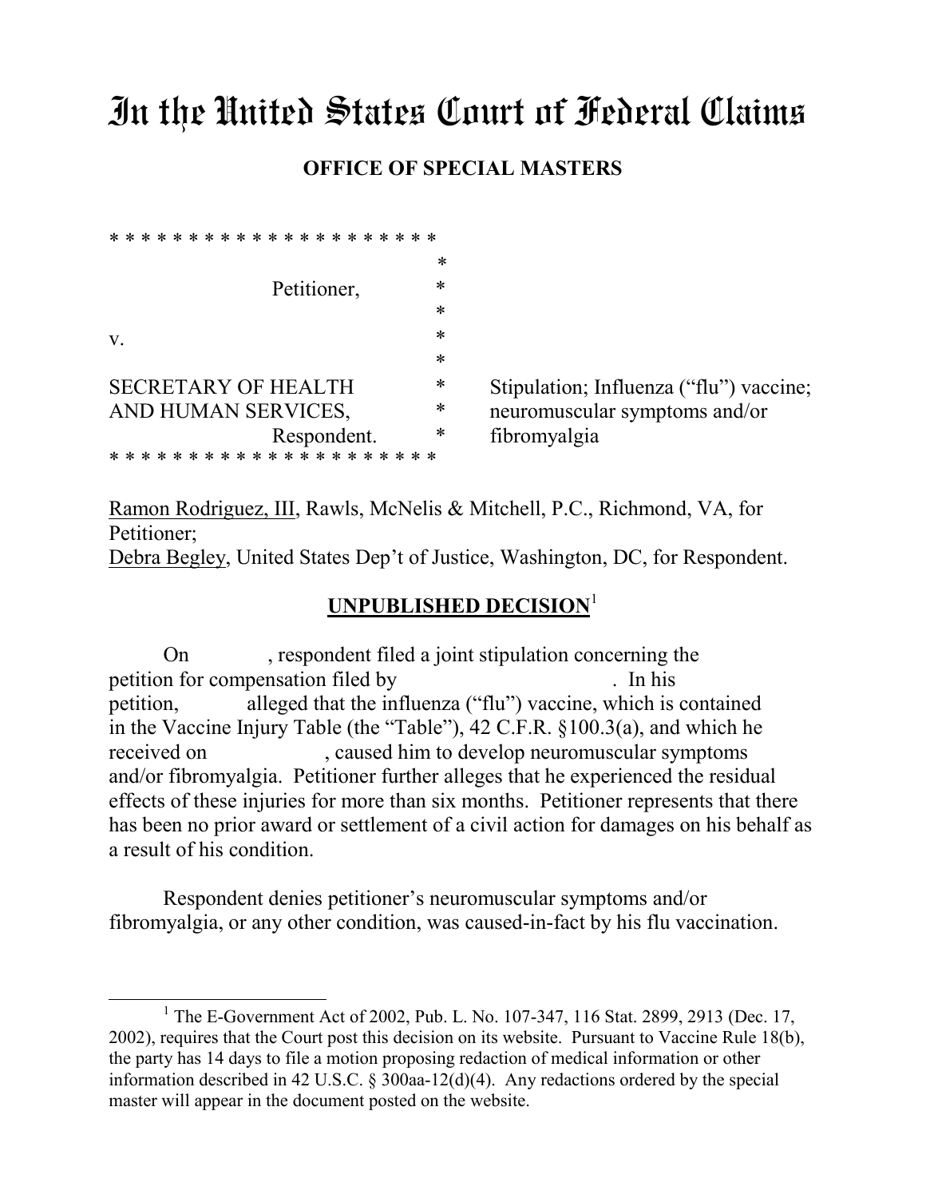# In the United States Court of Federal Claims

## OFFICE OF SPECIAL MASTERS

```
* * * * * * * * * * * * * * * * * * * *
                                      *
              Petitioner,             *
                                      *
v.                                    *
                                      *
SECRETARY OF HEALTH                   *    Stipulation; Influenza ("flu") vaccine;
AND HUMAN SERVICES,                   *    neuromuscular symptoms and/or
              Respondent.             *    fibromyalgia
* * * * * * * * * * * * * * * * * * * *
```

Ramon Rodriguez, III, Rawls, McNelis & Mitchell, P.C., Richmond, VA, for Petitioner;
Debra Begley, United States Dep't of Justice, Washington, DC, for Respondent.

**UNPUBLISHED DECISION**[1]

On , respondent filed a joint stipulation concerning the petition for compensation filed by . In his petition, alleged that the influenza ("flu") vaccine, which is contained in the Vaccine Injury Table (the "Table"), 42 C.F.R. §100.3(a), and which he received on , caused him to develop neuromuscular symptoms and/or fibromyalgia. Petitioner further alleges that he experienced the residual effects of these injuries for more than six months. Petitioner represents that there has been no prior award or settlement of a civil action for damages on his behalf as a result of his condition.

Respondent denies petitioner's neuromuscular symptoms and/or fibromyalgia, or any other condition, was caused-in-fact by his flu vaccination.

---

[1] The E-Government Act of 2002, Pub. L. No. 107-347, 116 Stat. 2899, 2913 (Dec. 17, 2002), requires that the Court post this decision on its website. Pursuant to Vaccine Rule 18(b), the party has 14 days to file a motion proposing redaction of medical information or other information described in 42 U.S.C. § 300aa-12(d)(4). Any redactions ordered by the special master will appear in the document posted on the website.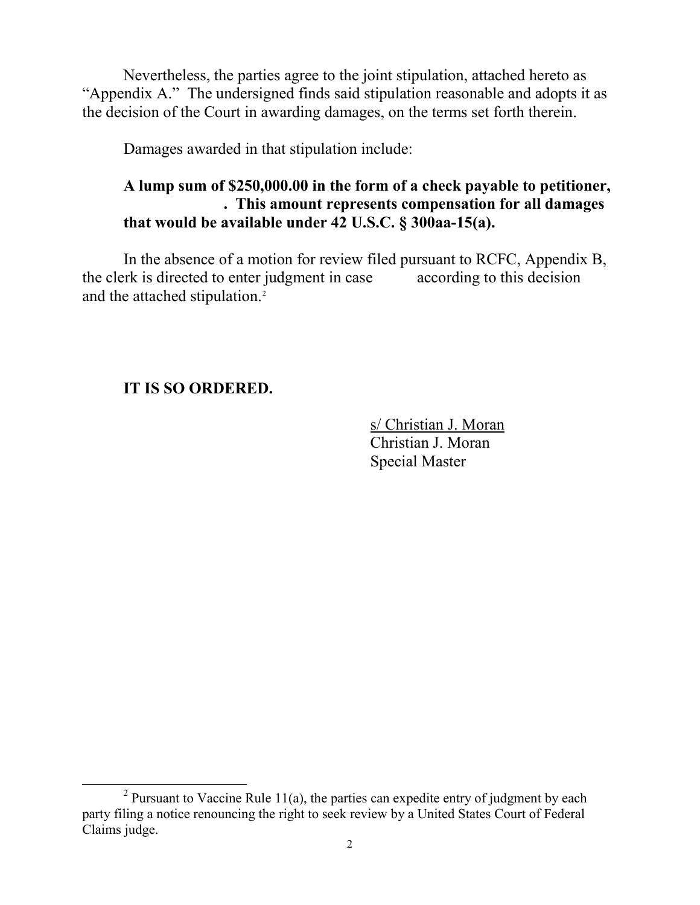Nevertheless, the parties agree to the joint stipulation, attached hereto as "Appendix A." The undersigned finds said stipulation reasonable and adopts it as the decision of the Court in awarding damages, on the terms set forth therein.

Damages awarded in that stipulation include:

> **A lump sum of $250,000.00 in the form of a check payable to petitioner, . This amount represents compensation for all damages that would be available under 42 U.S.C. § 300aa-15(a).**

In the absence of a motion for review filed pursuant to RCFC, Appendix B, the clerk is directed to enter judgment in case according to this decision and the attached stipulation.[2]

**IT IS SO ORDERED.**

s/ Christian J. Moran
Christian J. Moran
Special Master

---

[2] Pursuant to Vaccine Rule 11(a), the parties can expedite entry of judgment by each party filing a notice renouncing the right to seek review by a United States Court of Federal Claims judge.